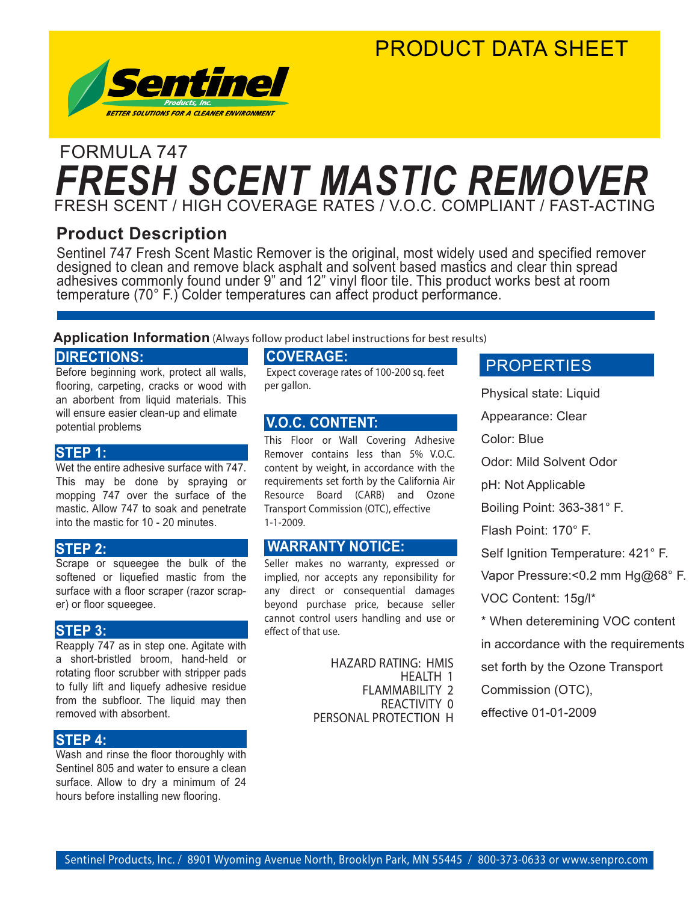# PRODUCT DATA SHEET

**Sentinel** Products, Inc.
*BETTER SOLUTIONS FOR A CLEANER ENVIRONMENT*

## FORMULA 747

# *FRESH SCENT MASTIC REMOVER*

FRESH SCENT / HIGH COVERAGE RATES / V.O.C. COMPLIANT / FAST-ACTING

## Product Description

Sentinel 747 Fresh Scent Mastic Remover is the original, most widely used and specified remover designed to clean and remove black asphalt and solvent based mastics and clear thin spread adhesives commonly found under 9" and 12" vinyl floor tile. This product works best at room temperature (70° F.) Colder temperatures can affect product performance.

## Application Information (Always follow product label instructions for best results)

### DIRECTIONS:

Before beginning work, protect all walls, flooring, carpeting, cracks or wood with an aborbent from liquid materials. This will ensure easier clean-up and elimate potential problems

### STEP 1:

Wet the entire adhesive surface with 747. This may be done by spraying or mopping 747 over the surface of the mastic. Allow 747 to soak and penetrate into the mastic for 10 - 20 minutes.

### STEP 2:

Scrape or squeegee the bulk of the softened or liquefied mastic from the surface with a floor scraper (razor scraper) or floor squeegee.

### STEP 3:

Reapply 747 as in step one. Agitate with a short-bristled broom, hand-held or rotating floor scrubber with stripper pads to fully lift and liquefy adhesive residue from the subfloor. The liquid may then removed with absorbent.

### STEP 4:

Wash and rinse the floor thoroughly with Sentinel 805 and water to ensure a clean surface. Allow to dry a minimum of 24 hours before installing new flooring.

### COVERAGE:

Expect coverage rates of 100-200 sq. feet per gallon.

### V.O.C. CONTENT:

This Floor or Wall Covering Adhesive Remover contains less than 5% V.O.C. content by weight, in accordance with the requirements set forth by the California Air Resource Board (CARB) and Ozone Transport Commission (OTC), effective 1-1-2009.

### WARRANTY NOTICE:

Seller makes no warranty, expressed or implied, nor accepts any reponsibility for any direct or consequential damages beyond purchase price, because seller cannot control users handling and use or effect of that use.

HAZARD RATING: HMIS
HEALTH 1
FLAMMABILITY 2
REACTIVITY 0
PERSONAL PROTECTION H

### PROPERTIES

Physical state: Liquid

Appearance: Clear

Color: Blue

Odor: Mild Solvent Odor

pH: Not Applicable

Boiling Point: 363-381° F.

Flash Point: 170° F.

Self Ignition Temperature: 421° F.

Vapor Pressure:<0.2 mm Hg@68° F.

VOC Content: 15g/l*

* When deteremining VOC content in accordance with the requirements set forth by the Ozone Transport Commission (OTC), effective 01-01-2009

Sentinel Products, Inc. / 8901 Wyoming Avenue North, Brooklyn Park, MN 55445 / 800-373-0633 or www.senpro.com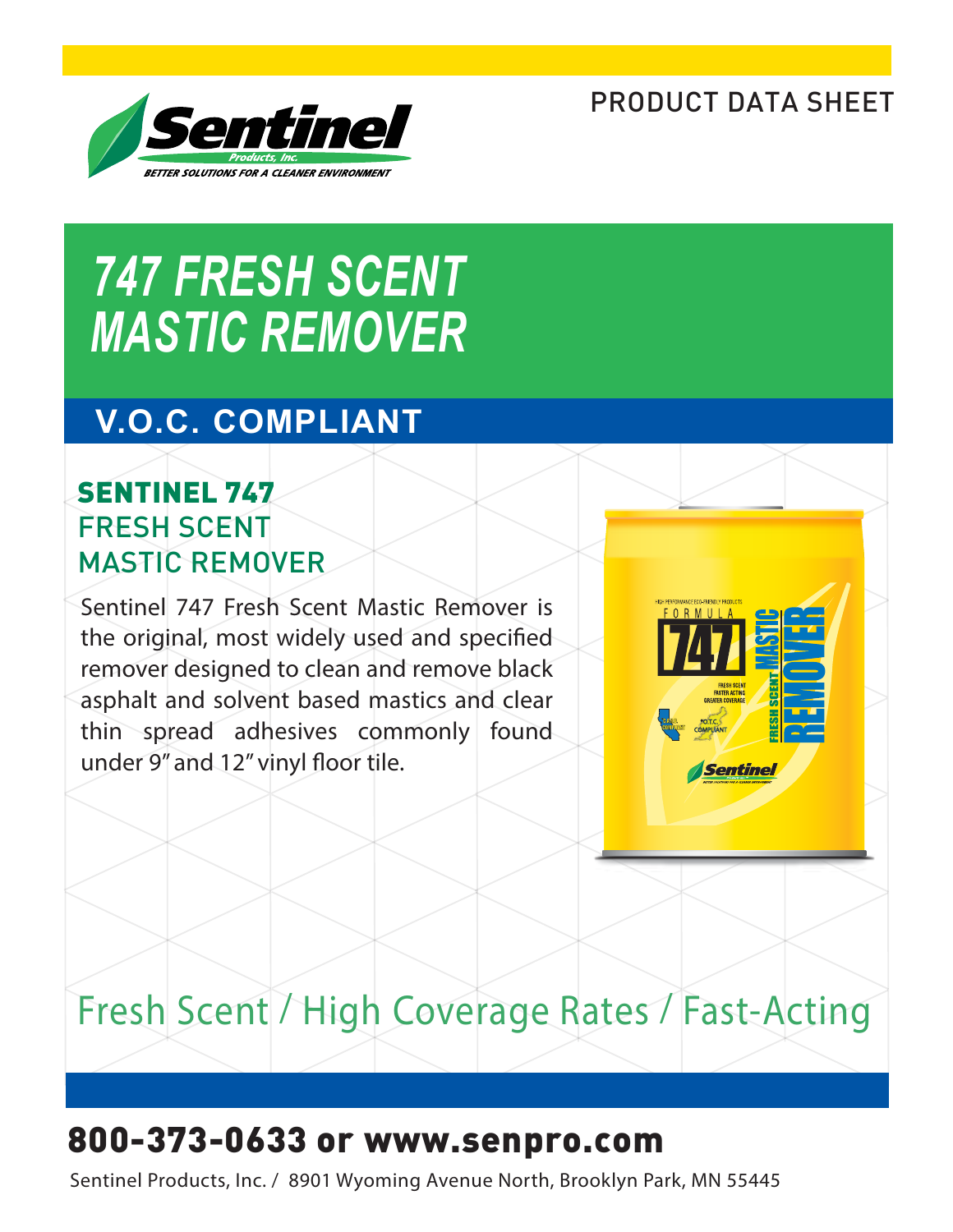PRODUCT DATA SHEET

# 747 FRESH SCENT MASTIC REMOVER

## V.O.C. COMPLIANT

### SENTINEL 747 FRESH SCENT MASTIC REMOVER

Sentinel 747 Fresh Scent Mastic Remover is the original, most widely used and specified remover designed to clean and remove black asphalt and solvent based mastics and clear thin spread adhesives commonly found under 9" and 12" vinyl floor tile.

Fresh Scent / High Coverage Rates / Fast-Acting

**800-373-0633 or www.senpro.com**

Sentinel Products, Inc. / 8901 Wyoming Avenue North, Brooklyn Park, MN 55445